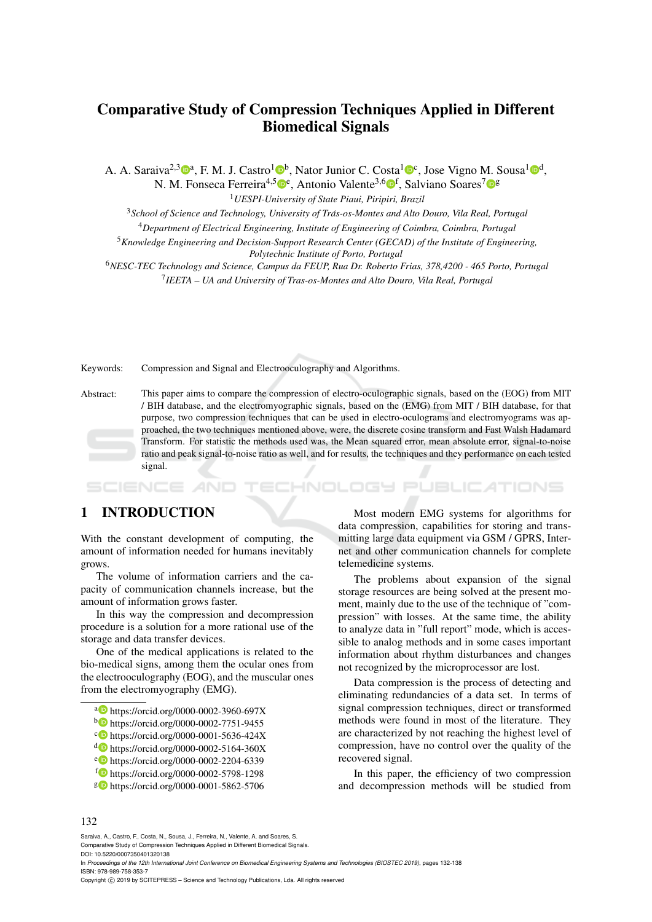# Comparative Study of Compression Techniques Applied in Different Biomedical Signals

A. A. Saraiva[2,3][a], F. M. J. Castro[1][b], Nator Junior C. Costa[1][c], Jose Vigno M. Sousa[1][d], N. M. Fonseca Ferreira[4,5][e], Antonio Valente[3,6][f], Salviano Soares[7][g]

[1] *UESPI-University of State Piaui, Piripiri, Brazil*

[3] *School of Science and Technology, University of Trás-os-Montes and Alto Douro, Vila Real, Portugal*

[4] *Department of Electrical Engineering, Institute of Engineering of Coimbra, Coimbra, Portugal*

[5] *Knowledge Engineering and Decision-Support Research Center (GECAD) of the Institute of Engineering, Polytechnic Institute of Porto, Portugal*

[6] *NESC-TEC Technology and Science, Campus da FEUP, Rua Dr. Roberto Frias, 378,4200 - 465 Porto, Portugal*

[7] *IEETA – UA and University of Tras-os-Montes and Alto Douro, Vila Real, Portugal*

Keywords: Compression and Signal and Electrooculography and Algorithms.

Abstract: This paper aims to compare the compression of electro-oculographic signals, based on the (EOG) from MIT / BIH database, and the electromyographic signals, based on the (EMG) from MIT / BIH database, for that purpose, two compression techniques that can be used in electro-oculograms and electromyograms was approached, the two techniques mentioned above, were, the discrete cosine transform and Fast Walsh Hadamard Transform. For statistic the methods used was, the Mean squared error, mean absolute error, signal-to-noise ratio and peak signal-to-noise ratio as well, and for results, the techniques and they performance on each tested signal.

## 1 INTRODUCTION

With the constant development of computing, the amount of information needed for humans inevitably grows.

The volume of information carriers and the capacity of communication channels increase, but the amount of information grows faster.

In this way the compression and decompression procedure is a solution for a more rational use of the storage and data transfer devices.

One of the medical applications is related to the bio-medical signs, among them the ocular ones from the electrooculography (EOG), and the muscular ones from the electromyography (EMG).

[a] https://orcid.org/0000-0002-3960-697X
[b] https://orcid.org/0000-0002-7751-9455
[c] https://orcid.org/0000-0001-5636-424X
[d] https://orcid.org/0000-0002-5164-360X
[e] https://orcid.org/0000-0002-2204-6339
[f] https://orcid.org/0000-0002-5798-1298
[g] https://orcid.org/0000-0001-5862-5706

Most modern EMG systems for algorithms for data compression, capabilities for storing and transmitting large data equipment via GSM / GPRS, Internet and other communication channels for complete telemedicine systems.

The problems about expansion of the signal storage resources are being solved at the present moment, mainly due to the use of the technique of "compression" with losses. At the same time, the ability to analyze data in "full report" mode, which is accessible to analog methods and in some cases important information about rhythm disturbances and changes not recognized by the microprocessor are lost.

Data compression is the process of detecting and eliminating redundancies of a data set. In terms of signal compression techniques, direct or transformed methods were found in most of the literature. They are characterized by not reaching the highest level of compression, have no control over the quality of the recovered signal.

In this paper, the efficiency of two compression and decompression methods will be studied from

Saraiva, A., Castro, F., Costa, N., Sousa, J., Ferreira, N., Valente, A. and Soares, S.
Comparative Study of Compression Techniques Applied in Different Biomedical Signals.
DOI: 10.5220/0007350401320138
In *Proceedings of the 12th International Joint Conference on Biomedical Engineering Systems and Technologies (BIOSTEC 2019)*, pages 132-138
ISBN: 978-989-758-353-7
Copyright © 2019 by SCITEPRESS – Science and Technology Publications, Lda. All rights reserved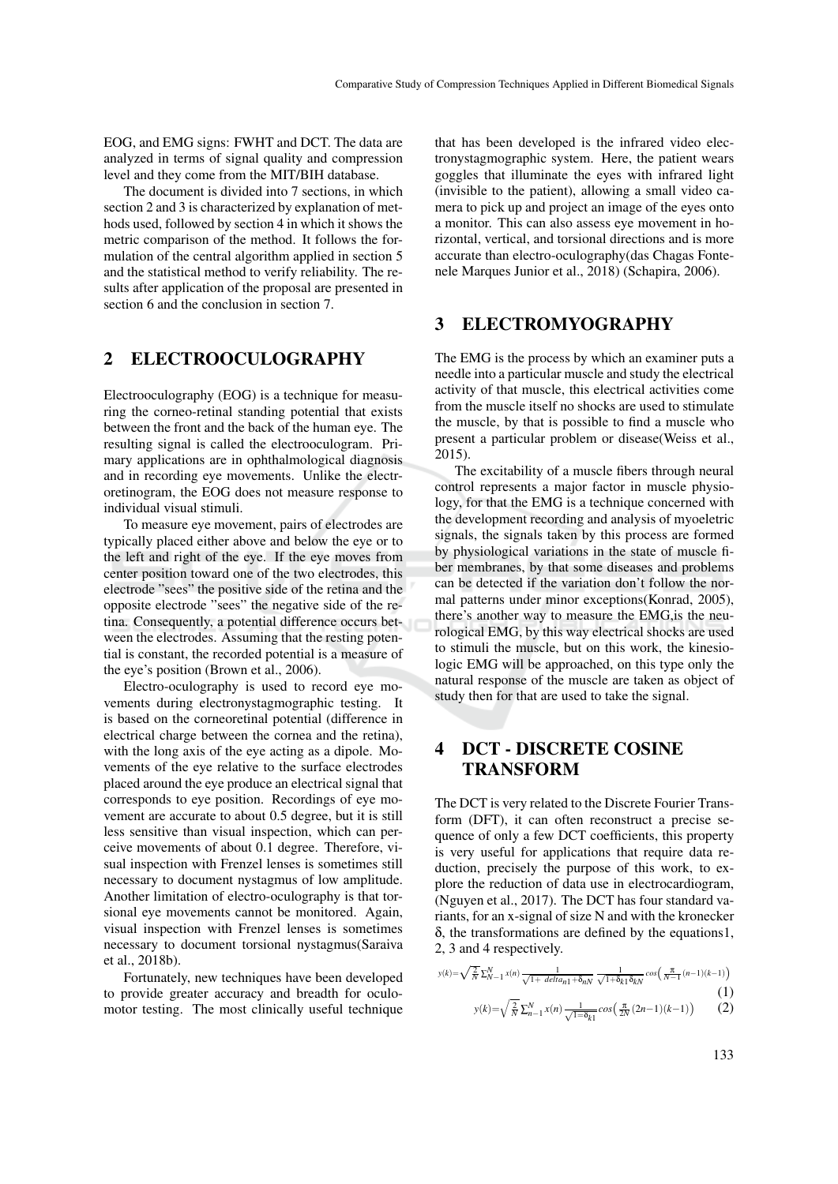EOG, and EMG signs: FWHT and DCT. The data are analyzed in terms of signal quality and compression level and they come from the MIT/BIH database.

The document is divided into 7 sections, in which section 2 and 3 is characterized by explanation of methods used, followed by section 4 in which it shows the metric comparison of the method. It follows the formulation of the central algorithm applied in section 5 and the statistical method to verify reliability. The results after application of the proposal are presented in section 6 and the conclusion in section 7.

## 2 ELECTROOCULOGRAPHY

Electrooculography (EOG) is a technique for measuring the corneo-retinal standing potential that exists between the front and the back of the human eye. The resulting signal is called the electrooculogram. Primary applications are in ophthalmological diagnosis and in recording eye movements. Unlike the electroretinogram, the EOG does not measure response to individual visual stimuli.

To measure eye movement, pairs of electrodes are typically placed either above and below the eye or to the left and right of the eye. If the eye moves from center position toward one of the two electrodes, this electrode "sees" the positive side of the retina and the opposite electrode "sees" the negative side of the retina. Consequently, a potential difference occurs between the electrodes. Assuming that the resting potential is constant, the recorded potential is a measure of the eye's position (Brown et al., 2006).

Electro-oculography is used to record eye movements during electronystagmographic testing. It is based on the corneoretinal potential (difference in electrical charge between the cornea and the retina), with the long axis of the eye acting as a dipole. Movements of the eye relative to the surface electrodes placed around the eye produce an electrical signal that corresponds to eye position. Recordings of eye movement are accurate to about 0.5 degree, but it is still less sensitive than visual inspection, which can perceive movements of about 0.1 degree. Therefore, visual inspection with Frenzel lenses is sometimes still necessary to document nystagmus of low amplitude. Another limitation of electro-oculography is that torsional eye movements cannot be monitored. Again, visual inspection with Frenzel lenses is sometimes necessary to document torsional nystagmus(Saraiva et al., 2018b).

Fortunately, new techniques have been developed to provide greater accuracy and breadth for oculomotor testing. The most clinically useful technique that has been developed is the infrared video electronystagmographic system. Here, the patient wears goggles that illuminate the eyes with infrared light (invisible to the patient), allowing a small video camera to pick up and project an image of the eyes onto a monitor. This can also assess eye movement in horizontal, vertical, and torsional directions and is more accurate than electro-oculography(das Chagas Fontenele Marques Junior et al., 2018) (Schapira, 2006).

## 3 ELECTROMYOGRAPHY

The EMG is the process by which an examiner puts a needle into a particular muscle and study the electrical activity of that muscle, this electrical activities come from the muscle itself no shocks are used to stimulate the muscle, by that is possible to find a muscle who present a particular problem or disease(Weiss et al., 2015).

The excitability of a muscle fibers through neural control represents a major factor in muscle physiology, for that the EMG is a technique concerned with the development recording and analysis of myoeletric signals, the signals taken by this process are formed by physiological variations in the state of muscle fiber membranes, by that some diseases and problems can be detected if the variation don't follow the normal patterns under minor exceptions(Konrad, 2005), there's another way to measure the EMG,is the neurological EMG, by this way electrical shocks are used to stimuli the muscle, but on this work, the kinesiologic EMG will be approached, on this type only the natural response of the muscle are taken as object of study then for that are used to take the signal.

## 4 DCT - DISCRETE COSINE TRANSFORM

The DCT is very related to the Discrete Fourier Transform (DFT), it can often reconstruct a precise sequence of only a few DCT coefficients, this property is very useful for applications that require data reduction, precisely the purpose of this work, to explore the reduction of data use in electrocardiogram, (Nguyen et al., 2017). The DCT has four standard variants, for an x-signal of size N and with the kronecker δ, the transformations are defined by the equations1, 2, 3 and 4 respectively.

$$y(k)=\sqrt{\frac{2}{N}}\sum_{N-1}^{N} x(n)\frac{1}{\sqrt{1+\ delta_{n1}+\delta_{nN}}}\frac{1}{\sqrt{1+\delta_{k1}\delta_{kN}}}cos\left(\frac{\pi}{N-1}(n-1)(k-1)\right) \quad (1)$$

$$y(k)=\sqrt{\frac{2}{N}}\sum_{n-1}^{N} x(n)\frac{1}{\sqrt{1=\delta_{k1}}}cos\left(\frac{\pi}{2N}(2n-1)(k-1)\right) \quad (2)$$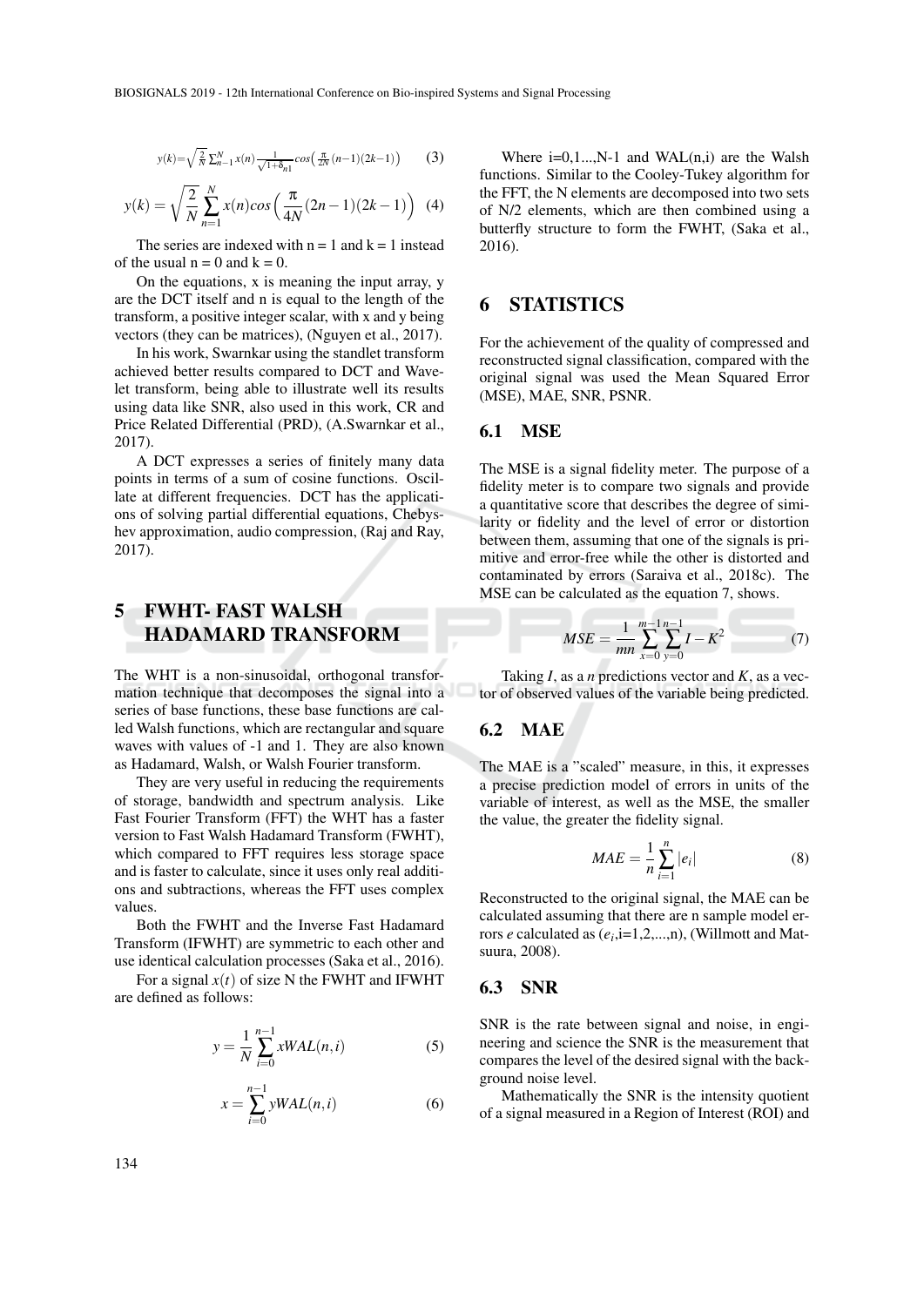$$y(k)=\sqrt{\frac{2}{N}}\sum_{n-1}^{N}x(n)\frac{1}{\sqrt{1+\delta_{n1}}}cos\left(\frac{\pi}{2N}(n-1)(2k-1)\right) \quad (3)$$

$$y(k)=\sqrt{\frac{2}{N}}\sum_{n=1}^{N}x(n)cos\left(\frac{\pi}{4N}(2n-1)(2k-1)\right) \quad (4)$$

The series are indexed with n = 1 and k = 1 instead of the usual n = 0 and k = 0.

On the equations, x is meaning the input array, y are the DCT itself and n is equal to the length of the transform, a positive integer scalar, with x and y being vectors (they can be matrices), (Nguyen et al., 2017).

In his work, Swarnkar using the standlet transform achieved better results compared to DCT and Wavelet transform, being able to illustrate well its results using data like SNR, also used in this work, CR and Price Related Differential (PRD), (A.Swarnkar et al., 2017).

A DCT expresses a series of finitely many data points in terms of a sum of cosine functions. Oscillate at different frequencies. DCT has the applications of solving partial differential equations, Chebyshev approximation, audio compression, (Raj and Ray, 2017).

# 5 FWHT- FAST WALSH HADAMARD TRANSFORM

The WHT is a non-sinusoidal, orthogonal transformation technique that decomposes the signal into a series of base functions, these base functions are called Walsh functions, which are rectangular and square waves with values of -1 and 1. They are also known as Hadamard, Walsh, or Walsh Fourier transform.

They are very useful in reducing the requirements of storage, bandwidth and spectrum analysis. Like Fast Fourier Transform (FFT) the WHT has a faster version to Fast Walsh Hadamard Transform (FWHT), which compared to FFT requires less storage space and is faster to calculate, since it uses only real additions and subtractions, whereas the FFT uses complex values.

Both the FWHT and the Inverse Fast Hadamard Transform (IFWHT) are symmetric to each other and use identical calculation processes (Saka et al., 2016).

For a signal $x(t)$ of size N the FWHT and IFWHT are defined as follows:

$$y=\frac{1}{N}\sum_{i=0}^{n-1}xWAL(n,i) \quad (5)$$

$$x=\sum_{i=0}^{n-1}yWAL(n,i) \quad (6)$$

Where i=0,1...,N-1 and WAL(n,i) are the Walsh functions. Similar to the Cooley-Tukey algorithm for the FFT, the N elements are decomposed into two sets of N/2 elements, which are then combined using a butterfly structure to form the FWHT, (Saka et al., 2016).

# 6 STATISTICS

For the achievement of the quality of compressed and reconstructed signal classification, compared with the original signal was used the Mean Squared Error (MSE), MAE, SNR, PSNR.

## 6.1 MSE

The MSE is a signal fidelity meter. The purpose of a fidelity meter is to compare two signals and provide a quantitative score that describes the degree of similarity or fidelity and the level of error or distortion between them, assuming that one of the signals is primitive and error-free while the other is distorted and contaminated by errors (Saraiva et al., 2018c). The MSE can be calculated as the equation 7, shows.

$$MSE=\frac{1}{mn}\sum_{x=0}^{m-1}\sum_{y=0}^{n-1}I-K^2 \quad (7)$$

Taking $I$, as a $n$ predictions vector and $K$, as a vector of observed values of the variable being predicted.

## 6.2 MAE

The MAE is a "scaled" measure, in this, it expresses a precise prediction model of errors in units of the variable of interest, as well as the MSE, the smaller the value, the greater the fidelity signal.

$$MAE=\frac{1}{n}\sum_{i=1}^{n}|e_i| \quad (8)$$

Reconstructed to the original signal, the MAE can be calculated assuming that there are n sample model errors $e$ calculated as ($e_i$,i=1,2,...,n), (Willmott and Matsuura, 2008).

## 6.3 SNR

SNR is the rate between signal and noise, in engineering and science the SNR is the measurement that compares the level of the desired signal with the background noise level.

Mathematically the SNR is the intensity quotient of a signal measured in a Region of Interest (ROI) and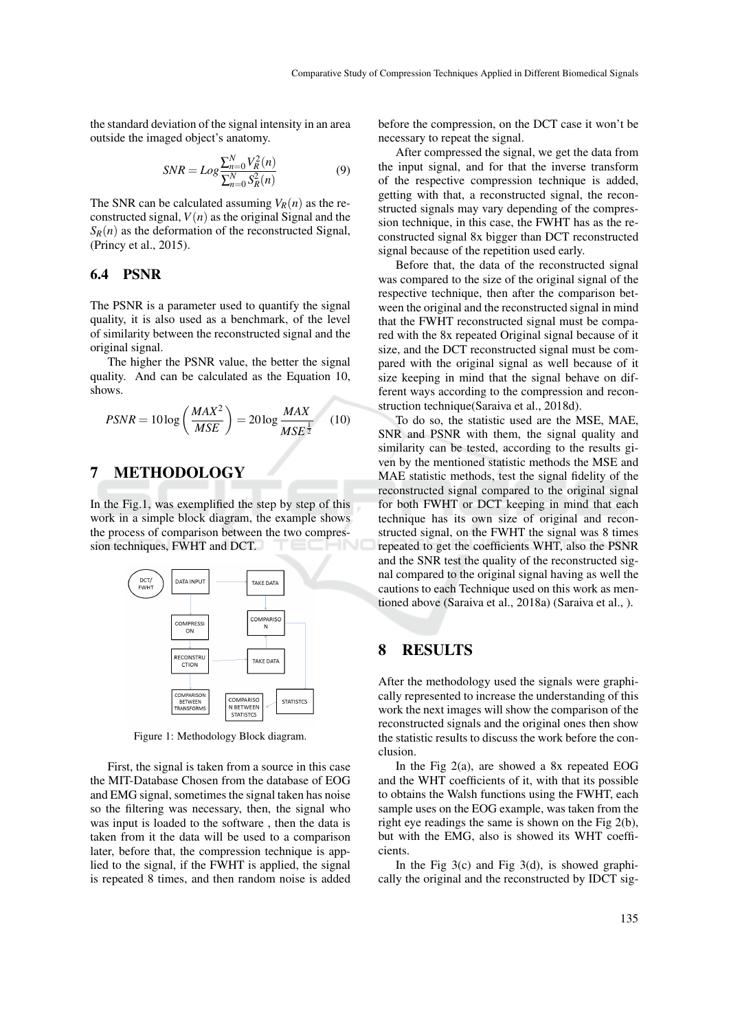the standard deviation of the signal intensity in an area outside the imaged object's anatomy.

$$SNR = Log \frac{\sum_{n=0}^{N} V_R^2(n)}{\sum_{n=0}^{N} S_R^2(n)} \quad (9)$$

The SNR can be calculated assuming $V_R(n)$ as the reconstructed signal, $V(n)$ as the original Signal and the $S_R(n)$ as the deformation of the reconstructed Signal, (Princy et al., 2015).

### 6.4 PSNR

The PSNR is a parameter used to quantify the signal quality, it is also used as a benchmark, of the level of similarity between the reconstructed signal and the original signal.

The higher the PSNR value, the better the signal quality. And can be calculated as the Equation 10, shows.

$$PSNR = 10\log\left(\frac{MAX^2}{MSE}\right) = 20\log\frac{MAX}{MSE^{\frac{1}{2}}} \quad (10)$$

## 7 METHODOLOGY

In the Fig.1, was exemplified the step by step of this work in a simple block diagram, the example shows the process of comparison between the two compression techniques, FWHT and DCT.

Figure 1: Methodology Block diagram.

First, the signal is taken from a source in this case the MIT-Database Chosen from the database of EOG and EMG signal, sometimes the signal taken has noise so the filtering was necessary, then, the signal who was input is loaded to the software , then the data is taken from it the data will be used to a comparison later, before that, the compression technique is applied to the signal, if the FWHT is applied, the signal is repeated 8 times, and then random noise is added before the compression, on the DCT case it won't be necessary to repeat the signal.

After compressed the signal, we get the data from the input signal, and for that the inverse transform of the respective compression technique is added, getting with that, a reconstructed signal, the reconstructed signals may vary depending of the compression technique, in this case, the FWHT has as the reconstructed signal 8x bigger than DCT reconstructed signal because of the repetition used early.

Before that, the data of the reconstructed signal was compared to the size of the original signal of the respective technique, then after the comparison between the original and the reconstructed signal in mind that the FWHT reconstructed signal must be compared with the 8x repeated Original signal because of it size, and the DCT reconstructed signal must be compared with the original signal as well because of it size keeping in mind that the signal behave on different ways according to the compression and reconstruction technique(Saraiva et al., 2018d).

To do so, the statistic used are the MSE, MAE, SNR and PSNR with them, the signal quality and similarity can be tested, according to the results given by the mentioned statistic methods the MSE and MAE statistic methods, test the signal fidelity of the reconstructed signal compared to the original signal for both FWHT or DCT keeping in mind that each technique has its own size of original and reconstructed signal, on the FWHT the signal was 8 times repeated to get the coefficients WHT, also the PSNR and the SNR test the quality of the reconstructed signal compared to the original signal having as well the cautions to each Technique used on this work as mentioned above (Saraiva et al., 2018a) (Saraiva et al., ).

## 8 RESULTS

After the methodology used the signals were graphically represented to increase the understanding of this work the next images will show the comparison of the reconstructed signals and the original ones then show the statistic results to discuss the work before the conclusion.

In the Fig 2(a), are showed a 8x repeated EOG and the WHT coefficients of it, with that its possible to obtains the Walsh functions using the FWHT, each sample uses on the EOG example, was taken from the right eye readings the same is shown on the Fig 2(b), but with the EMG, also is showed its WHT coefficients.

In the Fig 3(c) and Fig 3(d), is showed graphically the original and the reconstructed by IDCT sig-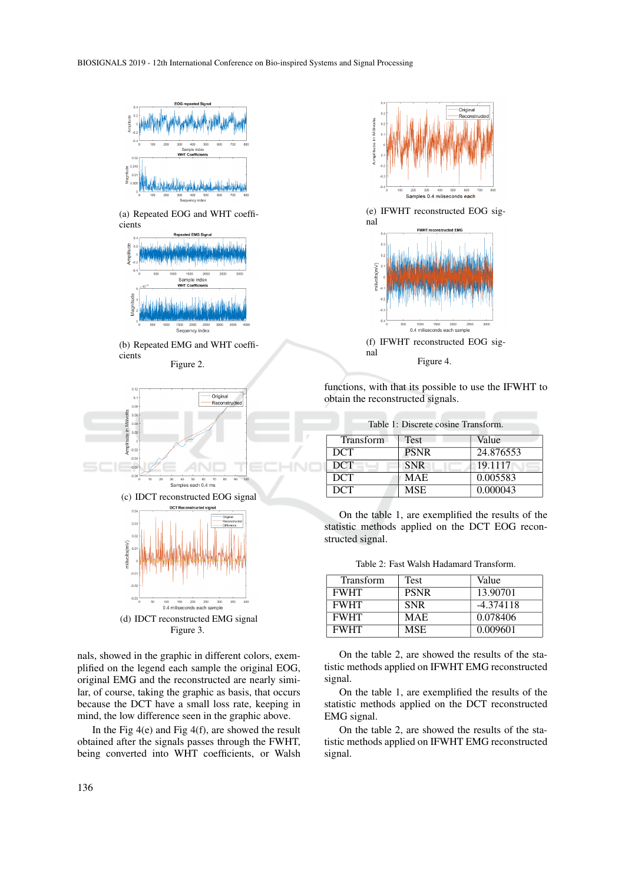(a) Repeated EOG and WHT coefficients

(b) Repeated EMG and WHT coefficients

Figure 2.

(c) IDCT reconstructed EOG signal

(d) IDCT reconstructed EMG signal

Figure 3.

nals, showed in the graphic in different colors, exemplified on the legend each sample the original EOG, original EMG and the reconstructed are nearly similar, of course, taking the graphic as basis, that occurs because the DCT have a small loss rate, keeping in mind, the low difference seen in the graphic above.

In the Fig 4(e) and Fig 4(f), are showed the result obtained after the signals passes through the FWHT, being converted into WHT coefficients, or Walsh

(e) IFWHT reconstructed EOG signal

(f) IFWHT reconstructed EOG signal

Figure 4.

functions, with that its possible to use the IFWHT to obtain the reconstructed signals.

Table 1: Discrete cosine Transform.

| Transform | Test | Value |
|---|---|---|
| DCT | PSNR | 24.876553 |
| DCT | SNR | 19.1117 |
| DCT | MAE | 0.005583 |
| DCT | MSE | 0.000043 |

On the table 1, are exemplified the results of the statistic methods applied on the DCT EOG reconstructed signal.

Table 2: Fast Walsh Hadamard Transform.

| Transform | Test | Value |
|---|---|---|
| FWHT | PSNR | 13.90701 |
| FWHT | SNR | -4.374118 |
| FWHT | MAE | 0.078406 |
| FWHT | MSE | 0.009601 |

On the table 2, are showed the results of the statistic methods applied on IFWHT EMG reconstructed signal.

On the table 1, are exemplified the results of the statistic methods applied on the DCT reconstructed EMG signal.

On the table 2, are showed the results of the statistic methods applied on IFWHT EMG reconstructed signal.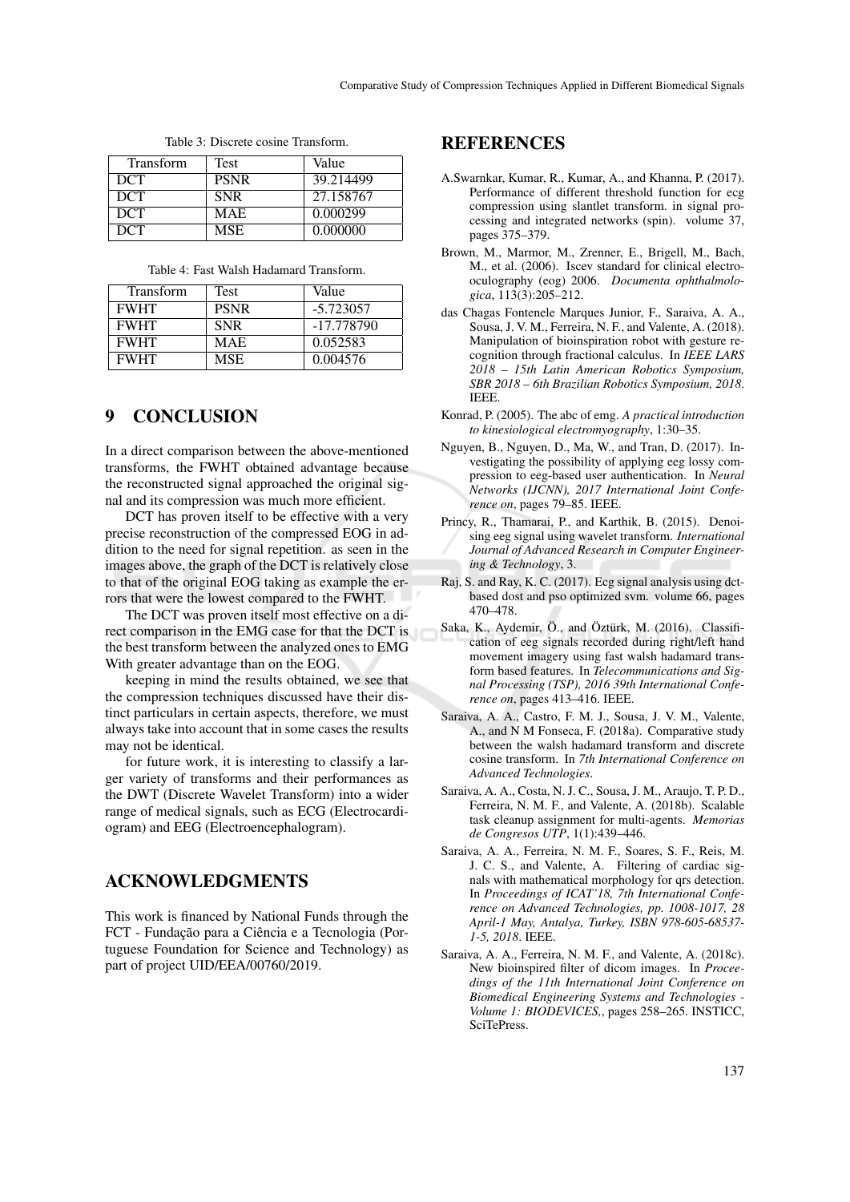Table 3: Discrete cosine Transform.

| Transform | Test | Value |
|---|---|---|
| DCT | PSNR | 39.214499 |
| DCT | SNR | 27.158767 |
| DCT | MAE | 0.000299 |
| DCT | MSE | 0.000000 |

Table 4: Fast Walsh Hadamard Transform.

| Transform | Test | Value |
|---|---|---|
| FWHT | PSNR | -5.723057 |
| FWHT | SNR | -17.778790 |
| FWHT | MAE | 0.052583 |
| FWHT | MSE | 0.004576 |

## 9 CONCLUSION

In a direct comparison between the above-mentioned transforms, the FWHT obtained advantage because the reconstructed signal approached the original signal and its compression was much more efficient.

DCT has proven itself to be effective with a very precise reconstruction of the compressed EOG in addition to the need for signal repetition. as seen in the images above, the graph of the DCT is relatively close to that of the original EOG taking as example the errors that were the lowest compared to the FWHT.

The DCT was proven itself most effective on a direct comparison in the EMG case for that the DCT is the best transform between the analyzed ones to EMG With greater advantage than on the EOG.

keeping in mind the results obtained, we see that the compression techniques discussed have their distinct particulars in certain aspects, therefore, we must always take into account that in some cases the results may not be identical.

for future work, it is interesting to classify a larger variety of transforms and their performances as the DWT (Discrete Wavelet Transform) into a wider range of medical signals, such as ECG (Electrocardiogram) and EEG (Electroencephalogram).

## ACKNOWLEDGMENTS

This work is financed by National Funds through the FCT - Fundação para a Ciência e a Tecnologia (Portuguese Foundation for Science and Technology) as part of project UID/EEA/00760/2019.

## REFERENCES

A.Swarnkar, Kumar, R., Kumar, A., and Khanna, P. (2017). Performance of different threshold function for ecg compression using slantlet transform. in signal processing and integrated networks (spin). volume 37, pages 375–379.

Brown, M., Marmor, M., Zrenner, E., Brigell, M., Bach, M., et al. (2006). Iscev standard for clinical electro-oculography (eog) 2006. *Documenta ophthalmologica*, 113(3):205–212.

das Chagas Fontenele Marques Junior, F., Saraiva, A. A., Sousa, J. V. M., Ferreira, N. F., and Valente, A. (2018). Manipulation of bioinspiration robot with gesture recognition through fractional calculus. In *IEEE LARS 2018 – 15th Latin American Robotics Symposium, SBR 2018 – 6th Brazilian Robotics Symposium, 2018*. IEEE.

Konrad, P. (2005). The abc of emg. *A practical introduction to kinesiological electromyography*, 1:30–35.

Nguyen, B., Nguyen, D., Ma, W., and Tran, D. (2017). Investigating the possibility of applying eeg lossy compression to eeg-based user authentication. In *Neural Networks (IJCNN), 2017 International Joint Conference on*, pages 79–85. IEEE.

Princy, R., Thamarai, P., and Karthik, B. (2015). Denoising eeg signal using wavelet transform. *International Journal of Advanced Research in Computer Engineering & Technology*, 3.

Raj, S. and Ray, K. C. (2017). Ecg signal analysis using dct-based dost and pso optimized svm. volume 66, pages 470–478.

Saka, K., Aydemir, Ö., and Öztürk, M. (2016). Classification of eeg signals recorded during right/left hand movement imagery using fast walsh hadamard transform based features. In *Telecommunications and Signal Processing (TSP), 2016 39th International Conference on*, pages 413–416. IEEE.

Saraiva, A. A., Castro, F. M. J., Sousa, J. V. M., Valente, A., and N M Fonseca, F. (2018a). Comparative study between the walsh hadamard transform and discrete cosine transform. In *7th International Conference on Advanced Technologies*.

Saraiva, A. A., Costa, N. J. C., Sousa, J. M., Araujo, T. P. D., Ferreira, N. M. F., and Valente, A. (2018b). Scalable task cleanup assignment for multi-agents. *Memorias de Congresos UTP*, 1(1):439–446.

Saraiva, A. A., Ferreira, N. M. F., Soares, S. F., Reis, M. J. C. S., and Valente, A. Filtering of cardiac signals with mathematical morphology for qrs detection. In *Proceedings of ICAT'18, 7th International Conference on Advanced Technologies, pp. 1008-1017, 28 April-1 May, Antalya, Turkey, ISBN 978-605-68537-1-5, 2018*. IEEE.

Saraiva, A. A., Ferreira, N. M. F., and Valente, A. (2018c). New bioinspired filter of dicom images. In *Proceedings of the 11th International Joint Conference on Biomedical Engineering Systems and Technologies - Volume 1: BIODEVICES,*, pages 258–265. INSTICC, SciTePress.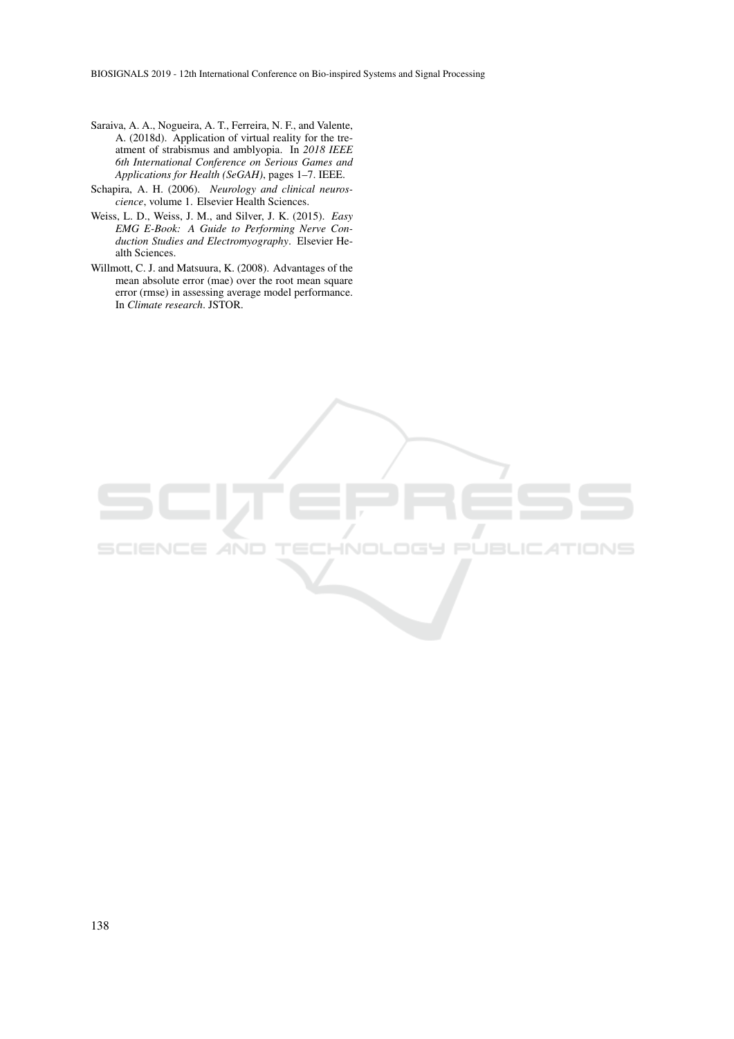Saraiva, A. A., Nogueira, A. T., Ferreira, N. F., and Valente, A. (2018d). Application of virtual reality for the treatment of strabismus and amblyopia. In *2018 IEEE 6th International Conference on Serious Games and Applications for Health (SeGAH)*, pages 1–7. IEEE.

Schapira, A. H. (2006). *Neurology and clinical neuroscience*, volume 1. Elsevier Health Sciences.

Weiss, L. D., Weiss, J. M., and Silver, J. K. (2015). *Easy EMG E-Book: A Guide to Performing Nerve Conduction Studies and Electromyography*. Elsevier Health Sciences.

Willmott, C. J. and Matsuura, K. (2008). Advantages of the mean absolute error (mae) over the root mean square error (rmse) in assessing average model performance. In *Climate research*. JSTOR.